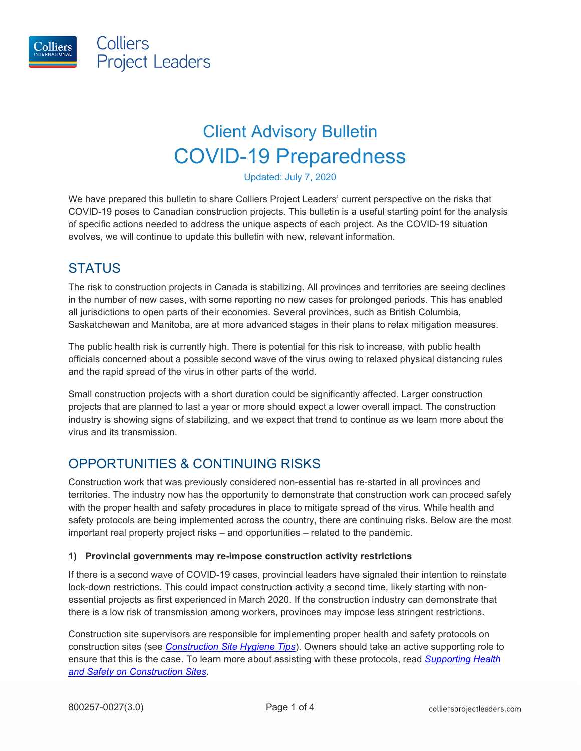# Client Advisory Bulletin

# COVID-19 Preparedness

Updated: July 7, 2020

We have prepared this bulletin to share Colliers Project Leaders' current perspective on the risks that COVID-19 poses to Canadian construction projects. This bulletin is a useful starting point for the analysis of specific actions needed to address the unique aspects of each project. As the COVID-19 situation evolves, we will continue to update this bulletin with new, relevant information.

## STATUS

The risk to construction projects in Canada is stabilizing. All provinces and territories are seeing declines in the number of new cases, with some reporting no new cases for prolonged periods. This has enabled all jurisdictions to open parts of their economies. Several provinces, such as British Columbia, Saskatchewan and Manitoba, are at more advanced stages in their plans to relax mitigation measures.

The public health risk is currently high. There is potential for this risk to increase, with public health officials concerned about a possible second wave of the virus owing to relaxed physical distancing rules and the rapid spread of the virus in other parts of the world.

Small construction projects with a short duration could be significantly affected. Larger construction projects that are planned to last a year or more should expect a lower overall impact. The construction industry is showing signs of stabilizing, and we expect that trend to continue as we learn more about the virus and its transmission.

## OPPORTUNITIES & CONTINUING RISKS

Construction work that was previously considered non-essential has re-started in all provinces and territories. The industry now has the opportunity to demonstrate that construction work can proceed safely with the proper health and safety procedures in place to mitigate spread of the virus. While health and safety protocols are being implemented across the country, there are continuing risks. Below are the most important real property project risks – and opportunities – related to the pandemic.

**1) Provincial governments may re-impose construction activity restrictions**

If there is a second wave of COVID-19 cases, provincial leaders have signaled their intention to reinstate lock-down restrictions. This could impact construction activity a second time, likely starting with non-essential projects as first experienced in March 2020. If the construction industry can demonstrate that there is a low risk of transmission among workers, provinces may impose less stringent restrictions.

Construction site supervisors are responsible for implementing proper health and safety protocols on construction sites (see *Construction Site Hygiene Tips*). Owners should take an active supporting role to ensure that this is the case. To learn more about assisting with these protocols, read *Supporting Health and Safety on Construction Sites*.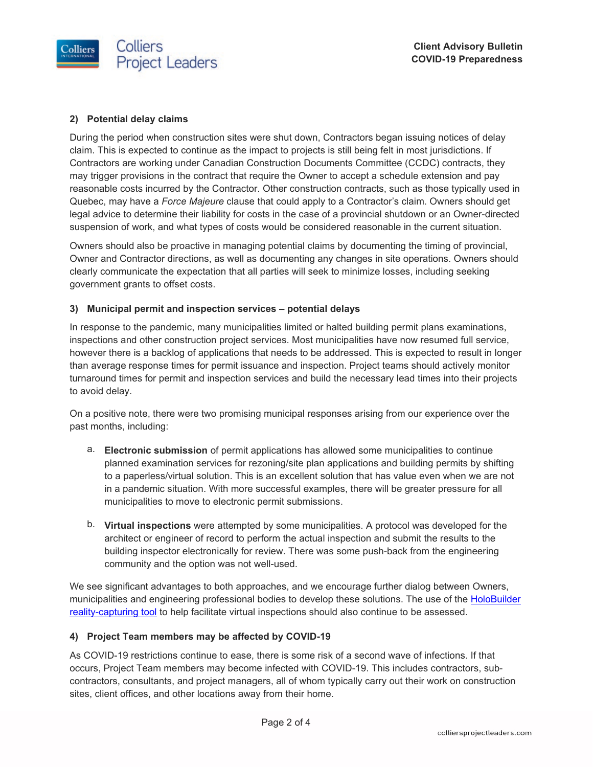### 2) Potential delay claims

During the period when construction sites were shut down, Contractors began issuing notices of delay claim. This is expected to continue as the impact to projects is still being felt in most jurisdictions. If Contractors are working under Canadian Construction Documents Committee (CCDC) contracts, they may trigger provisions in the contract that require the Owner to accept a schedule extension and pay reasonable costs incurred by the Contractor. Other construction contracts, such as those typically used in Quebec, may have a *Force Majeure* clause that could apply to a Contractor's claim. Owners should get legal advice to determine their liability for costs in the case of a provincial shutdown or an Owner-directed suspension of work, and what types of costs would be considered reasonable in the current situation.

Owners should also be proactive in managing potential claims by documenting the timing of provincial, Owner and Contractor directions, as well as documenting any changes in site operations. Owners should clearly communicate the expectation that all parties will seek to minimize losses, including seeking government grants to offset costs.

### 3) Municipal permit and inspection services – potential delays

In response to the pandemic, many municipalities limited or halted building permit plans examinations, inspections and other construction project services. Most municipalities have now resumed full service, however there is a backlog of applications that needs to be addressed. This is expected to result in longer than average response times for permit issuance and inspection. Project teams should actively monitor turnaround times for permit and inspection services and build the necessary lead times into their projects to avoid delay.

On a positive note, there were two promising municipal responses arising from our experience over the past months, including:

a. **Electronic submission** of permit applications has allowed some municipalities to continue planned examination services for rezoning/site plan applications and building permits by shifting to a paperless/virtual solution. This is an excellent solution that has value even when we are not in a pandemic situation. With more successful examples, there will be greater pressure for all municipalities to move to electronic permit submissions.

b. **Virtual inspections** were attempted by some municipalities. A protocol was developed for the architect or engineer of record to perform the actual inspection and submit the results to the building inspector electronically for review. There was some push-back from the engineering community and the option was not well-used.

We see significant advantages to both approaches, and we encourage further dialog between Owners, municipalities and engineering professional bodies to develop these solutions. The use of the HoloBuilder reality-capturing tool to help facilitate virtual inspections should also continue to be assessed.

### 4) Project Team members may be affected by COVID-19

As COVID-19 restrictions continue to ease, there is some risk of a second wave of infections. If that occurs, Project Team members may become infected with COVID-19. This includes contractors, sub-contractors, consultants, and project managers, all of whom typically carry out their work on construction sites, client offices, and other locations away from their home.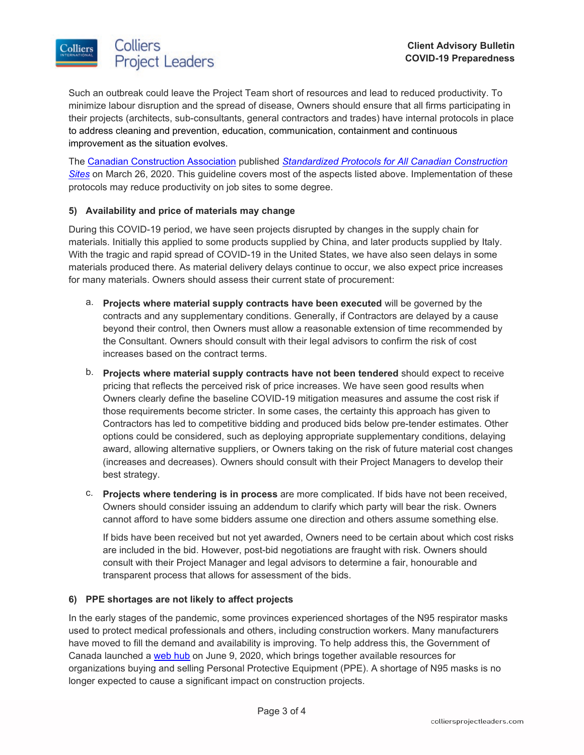Such an outbreak could leave the Project Team short of resources and lead to reduced productivity. To minimize labour disruption and the spread of disease, Owners should ensure that all firms participating in their projects (architects, sub-consultants, general contractors and trades) have internal protocols in place to address cleaning and prevention, education, communication, containment and continuous improvement as the situation evolves.

The Canadian Construction Association published *Standardized Protocols for All Canadian Construction Sites* on March 26, 2020. This guideline covers most of the aspects listed above. Implementation of these protocols may reduce productivity on job sites to some degree.

### 5) Availability and price of materials may change

During this COVID-19 period, we have seen projects disrupted by changes in the supply chain for materials. Initially this applied to some products supplied by China, and later products supplied by Italy. With the tragic and rapid spread of COVID-19 in the United States, we have also seen delays in some materials produced there. As material delivery delays continue to occur, we also expect price increases for many materials. Owners should assess their current state of procurement:

a. **Projects where material supply contracts have been executed** will be governed by the contracts and any supplementary conditions. Generally, if Contractors are delayed by a cause beyond their control, then Owners must allow a reasonable extension of time recommended by the Consultant. Owners should consult with their legal advisors to confirm the risk of cost increases based on the contract terms.

b. **Projects where material supply contracts have not been tendered** should expect to receive pricing that reflects the perceived risk of price increases. We have seen good results when Owners clearly define the baseline COVID-19 mitigation measures and assume the cost risk if those requirements become stricter. In some cases, the certainty this approach has given to Contractors has led to competitive bidding and produced bids below pre-tender estimates. Other options could be considered, such as deploying appropriate supplementary conditions, delaying award, allowing alternative suppliers, or Owners taking on the risk of future material cost changes (increases and decreases). Owners should consult with their Project Managers to develop their best strategy.

c. **Projects where tendering is in process** are more complicated. If bids have not been received, Owners should consider issuing an addendum to clarify which party will bear the risk. Owners cannot afford to have some bidders assume one direction and others assume something else.

   If bids have been received but not yet awarded, Owners need to be certain about which cost risks are included in the bid. However, post-bid negotiations are fraught with risk. Owners should consult with their Project Manager and legal advisors to determine a fair, honourable and transparent process that allows for assessment of the bids.

### 6) PPE shortages are not likely to affect projects

In the early stages of the pandemic, some provinces experienced shortages of the N95 respirator masks used to protect medical professionals and others, including construction workers. Many manufacturers have moved to fill the demand and availability is improving. To help address this, the Government of Canada launched a web hub on June 9, 2020, which brings together available resources for organizations buying and selling Personal Protective Equipment (PPE). A shortage of N95 masks is no longer expected to cause a significant impact on construction projects.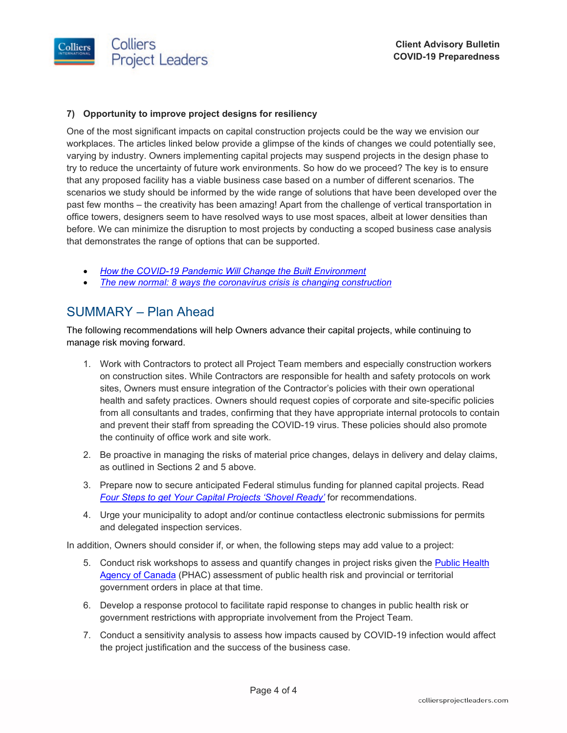### 7) Opportunity to improve project designs for resiliency

One of the most significant impacts on capital construction projects could be the way we envision our workplaces. The articles linked below provide a glimpse of the kinds of changes we could potentially see, varying by industry. Owners implementing capital projects may suspend projects in the design phase to try to reduce the uncertainty of future work environments. So how do we proceed? The key is to ensure that any proposed facility has a viable business case based on a number of different scenarios. The scenarios we study should be informed by the wide range of solutions that have been developed over the past few months – the creativity has been amazing! Apart from the challenge of vertical transportation in office towers, designers seem to have resolved ways to use most spaces, albeit at lower densities than before. We can minimize the disruption to most projects by conducting a scoped business case analysis that demonstrates the range of options that can be supported.

- *How the COVID-19 Pandemic Will Change the Built Environment*
- *The new normal: 8 ways the coronavirus crisis is changing construction*

## SUMMARY – Plan Ahead

The following recommendations will help Owners advance their capital projects, while continuing to manage risk moving forward.

1. Work with Contractors to protect all Project Team members and especially construction workers on construction sites. While Contractors are responsible for health and safety protocols on work sites, Owners must ensure integration of the Contractor's policies with their own operational health and safety practices. Owners should request copies of corporate and site-specific policies from all consultants and trades, confirming that they have appropriate internal protocols to contain and prevent their staff from spreading the COVID-19 virus. These policies should also promote the continuity of office work and site work.
2. Be proactive in managing the risks of material price changes, delays in delivery and delay claims, as outlined in Sections 2 and 5 above.
3. Prepare now to secure anticipated Federal stimulus funding for planned capital projects. Read *Four Steps to get Your Capital Projects 'Shovel Ready'* for recommendations.
4. Urge your municipality to adopt and/or continue contactless electronic submissions for permits and delegated inspection services.

In addition, Owners should consider if, or when, the following steps may add value to a project:

5. Conduct risk workshops to assess and quantify changes in project risks given the Public Health Agency of Canada (PHAC) assessment of public health risk and provincial or territorial government orders in place at that time.
6. Develop a response protocol to facilitate rapid response to changes in public health risk or government restrictions with appropriate involvement from the Project Team.
7. Conduct a sensitivity analysis to assess how impacts caused by COVID-19 infection would affect the project justification and the success of the business case.